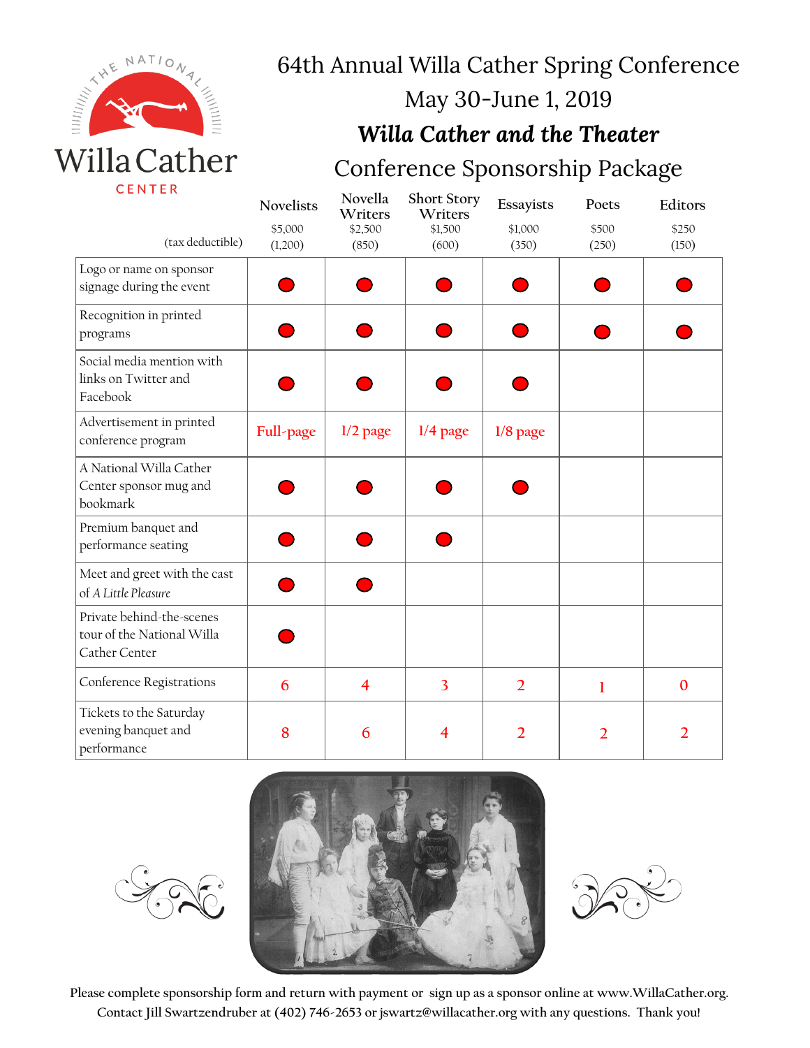# 64th Annual Willa Cather Spring Conference

## May 30-June 1, 2019

## ***Willa Cather and the Theater***

## Conference Sponsorship Package

| (tax deductible) | Novelists $5,000 (1,200) | Novella Writers $2,500 (850) | Short Story Writers $1,500 (600) | Essayists $1,000 (350) | Poets $500 (250) | Editors $250 (150) |
|---|---|---|---|---|---|---|
| Logo or name on sponsor signage during the event | ● | ● | ● | ● | ● | ● |
| Recognition in printed programs | ● | ● | ● | ● | ● | ● |
| Social media mention with links on Twitter and Facebook | ● | ● | ● | ● | | |
| Advertisement in printed conference program | Full-page | 1/2 page | 1/4 page | 1/8 page | | |
| A National Willa Cather Center sponsor mug and bookmark | ● | ● | ● | ● | | |
| Premium banquet and performance seating | ● | ● | ● | | | |
| Meet and greet with the cast of *A Little Pleasure* | ● | ● | | | | |
| Private behind-the-scenes tour of the National Willa Cather Center | ● | | | | | |
| Conference Registrations | 6 | 4 | 3 | 2 | 1 | 0 |
| Tickets to the Saturday evening banquet and performance | 8 | 6 | 4 | 2 | 2 | 2 |

Please complete sponsorship form and return with payment or sign up as a sponsor online at www.WillaCather.org. Contact Jill Swartzendruber at (402) 746-2653 or jswartz@willacather.org with any questions. Thank you!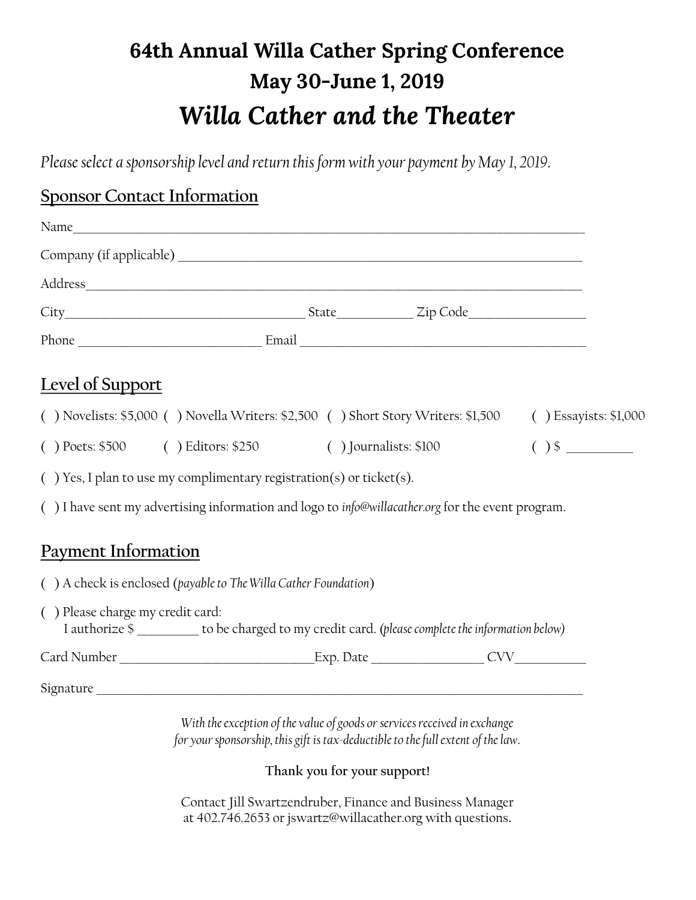# 64th Annual Willa Cather Spring Conference

## May 30–June 1, 2019

# *Willa Cather and the Theater*

*Please select a sponsorship level and return this form with your payment by May 1, 2019.*

## Sponsor Contact Information

Name_______________________________________________

Company (if applicable) _______________________________________________

Address_______________________________________________

City__________________________ State__________ Zip Code______________

Phone ______________________ Email ________________________________

## Level of Support

( ) Novelists: $5,000 ( ) Novella Writers: $2,500 ( ) Short Story Writers: $1,500 ( ) Essayists: $1,000

( ) Poets: $500 ( ) Editors: $250 ( ) Journalists: $100 ( ) $ __________

( ) Yes, I plan to use my complimentary registration(s) or ticket(s).

( ) I have sent my advertising information and logo to *info@willacather.org* for the event program.

## Payment Information

( ) A check is enclosed (*payable to The Willa Cather Foundation*)

( ) Please charge my credit card:
I authorize $ _________ to be charged to my credit card. (*please complete the information below*)

Card Number ___________________________Exp. Date _______________ CVV__________

Signature _______________________________________________

*With the exception of the value of goods or services received in exchange for your sponsorship, this gift is tax-deductible to the full extent of the law.*

**Thank you for your support!**

Contact Jill Swartzendruber, Finance and Business Manager at 402.746.2653 or jswartz@willacather.org with questions.